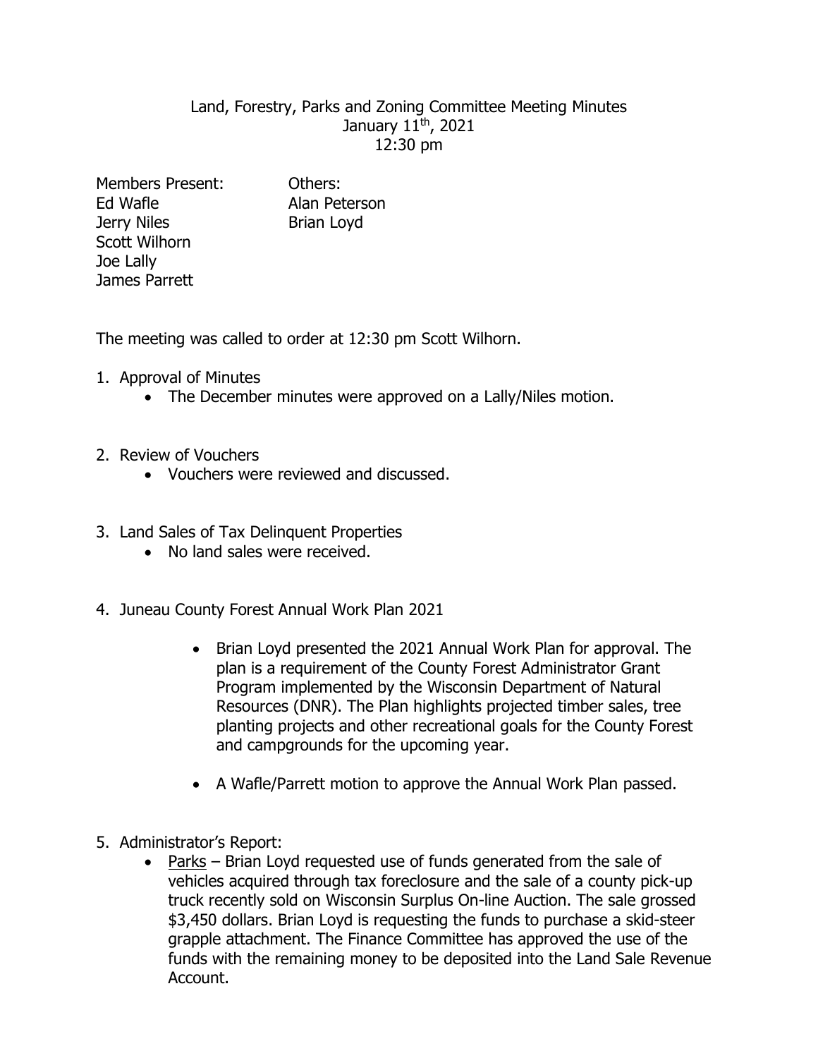# Land, Forestry, Parks and Zoning Committee Meeting Minutes
January 11th, 2021
12:30 pm

| Members Present: | Others: |
|---|---|
| Ed Wafle | Alan Peterson |
| Jerry Niles | Brian Loyd |
| Scott Wilhorn | |
| Joe Lally | |
| James Parrett | |

The meeting was called to order at 12:30 pm Scott Wilhorn.

1. Approval of Minutes
   - The December minutes were approved on a Lally/Niles motion.

2. Review of Vouchers
   - Vouchers were reviewed and discussed.

3. Land Sales of Tax Delinquent Properties
   - No land sales were received.

4. Juneau County Forest Annual Work Plan 2021
   - Brian Loyd presented the 2021 Annual Work Plan for approval. The plan is a requirement of the County Forest Administrator Grant Program implemented by the Wisconsin Department of Natural Resources (DNR). The Plan highlights projected timber sales, tree planting projects and other recreational goals for the County Forest and campgrounds for the upcoming year.
   - A Wafle/Parrett motion to approve the Annual Work Plan passed.

5. Administrator's Report:
   - Parks – Brian Loyd requested use of funds generated from the sale of vehicles acquired through tax foreclosure and the sale of a county pick-up truck recently sold on Wisconsin Surplus On-line Auction. The sale grossed $3,450 dollars. Brian Loyd is requesting the funds to purchase a skid-steer grapple attachment. The Finance Committee has approved the use of the funds with the remaining money to be deposited into the Land Sale Revenue Account.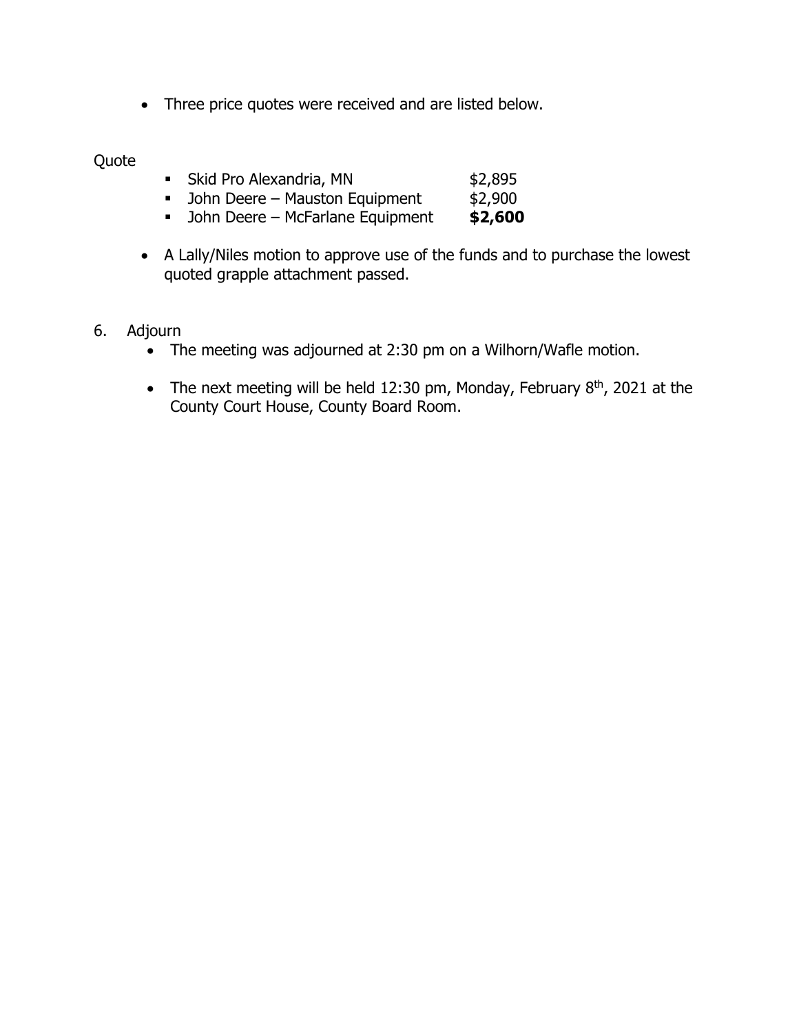- Three price quotes were received and are listed below.

Quote

- Skid Pro Alexandria, MN $2,895
- John Deere – Mauston Equipment $2,900
- John Deere – McFarlane Equipment **$2,600**

- A Lally/Niles motion to approve use of the funds and to purchase the lowest quoted grapple attachment passed.

6. Adjourn
   - The meeting was adjourned at 2:30 pm on a Wilhorn/Wafle motion.
   - The next meeting will be held 12:30 pm, Monday, February 8th, 2021 at the County Court House, County Board Room.